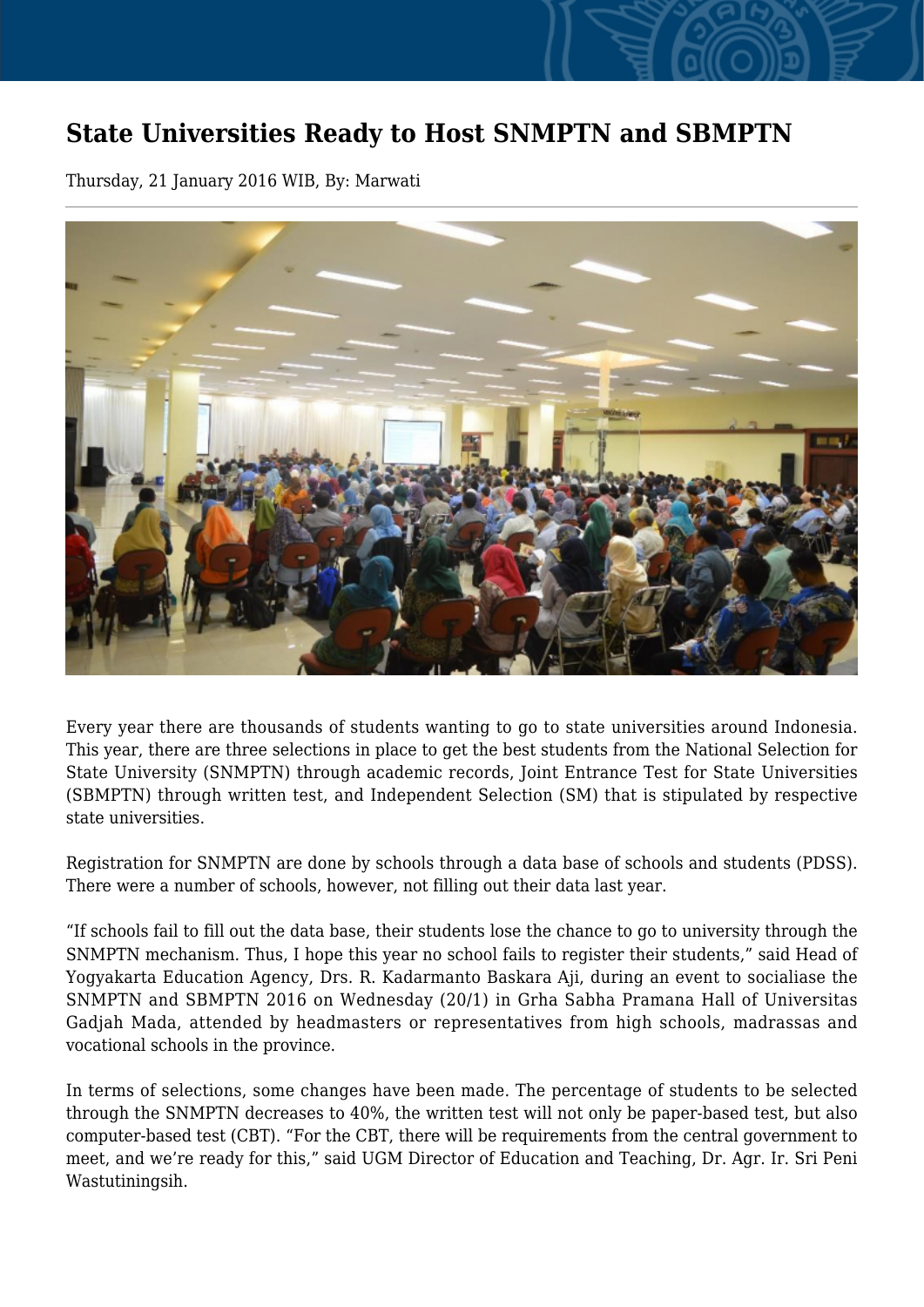# State Universities Ready to Host SNMPTN and SBMPTN

Thursday, 21 January 2016 WIB, By: Marwati

Every year there are thousands of students wanting to go to state universities around Indonesia. This year, there are three selections in place to get the best students from the National Selection for State University (SNMPTN) through academic records, Joint Entrance Test for State Universities (SBMPTN) through written test, and Independent Selection (SM) that is stipulated by respective state universities.

Registration for SNMPTN are done by schools through a data base of schools and students (PDSS). There were a number of schools, however, not filling out their data last year.

“If schools fail to fill out the data base, their students lose the chance to go to university through the SNMPTN mechanism. Thus, I hope this year no school fails to register their students,” said Head of Yogyakarta Education Agency, Drs. R. Kadarmanto Baskara Aji, during an event to socialiase the SNMPTN and SBMPTN 2016 on Wednesday (20/1) in Grha Sabha Pramana Hall of Universitas Gadjah Mada, attended by headmasters or representatives from high schools, madrassas and vocational schools in the province.

In terms of selections, some changes have been made. The percentage of students to be selected through the SNMPTN decreases to 40%, the written test will not only be paper-based test, but also computer-based test (CBT). “For the CBT, there will be requirements from the central government to meet, and we’re ready for this,” said UGM Director of Education and Teaching, Dr. Agr. Ir. Sri Peni Wastutiningsih.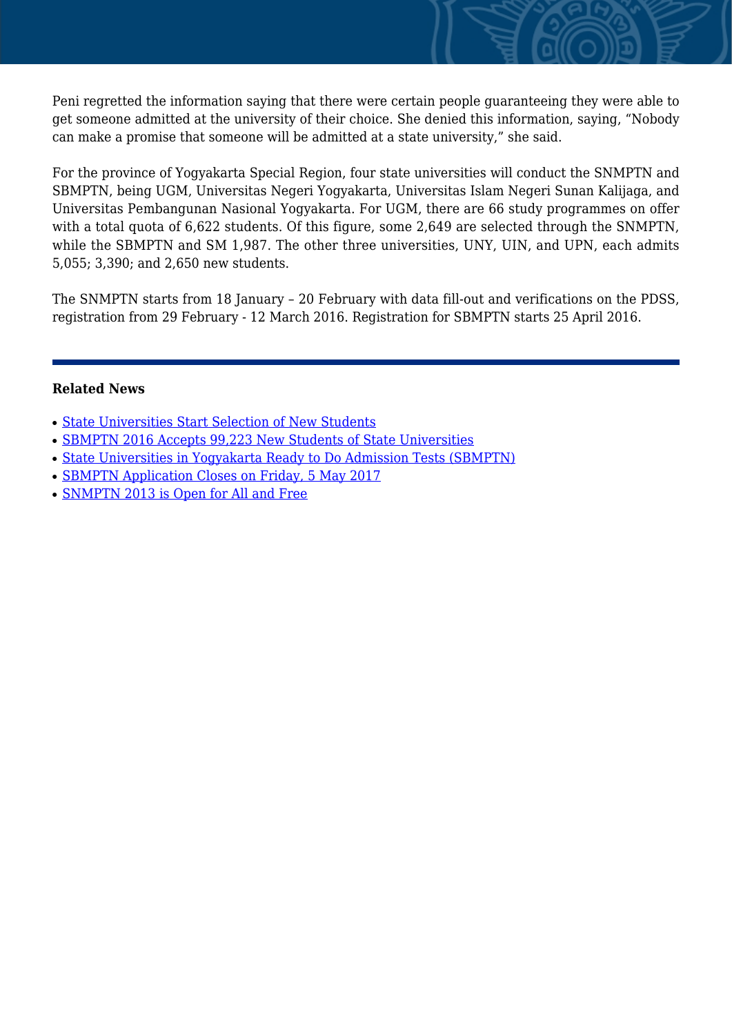Peni regretted the information saying that there were certain people guaranteeing they were able to get someone admitted at the university of their choice. She denied this information, saying, "Nobody can make a promise that someone will be admitted at a state university," she said.

For the province of Yogyakarta Special Region, four state universities will conduct the SNMPTN and SBMPTN, being UGM, Universitas Negeri Yogyakarta, Universitas Islam Negeri Sunan Kalijaga, and Universitas Pembangunan Nasional Yogyakarta. For UGM, there are 66 study programmes on offer with a total quota of 6,622 students. Of this figure, some 2,649 are selected through the SNMPTN, while the SBMPTN and SM 1,987. The other three universities, UNY, UIN, and UPN, each admits 5,055; 3,390; and 2,650 new students.

The SNMPTN starts from 18 January – 20 February with data fill-out and verifications on the PDSS, registration from 29 February - 12 March 2016. Registration for SBMPTN starts 25 April 2016.

---

**Related News**

- State Universities Start Selection of New Students
- SBMPTN 2016 Accepts 99,223 New Students of State Universities
- State Universities in Yogyakarta Ready to Do Admission Tests (SBMPTN)
- SBMPTN Application Closes on Friday, 5 May 2017
- SNMPTN 2013 is Open for All and Free